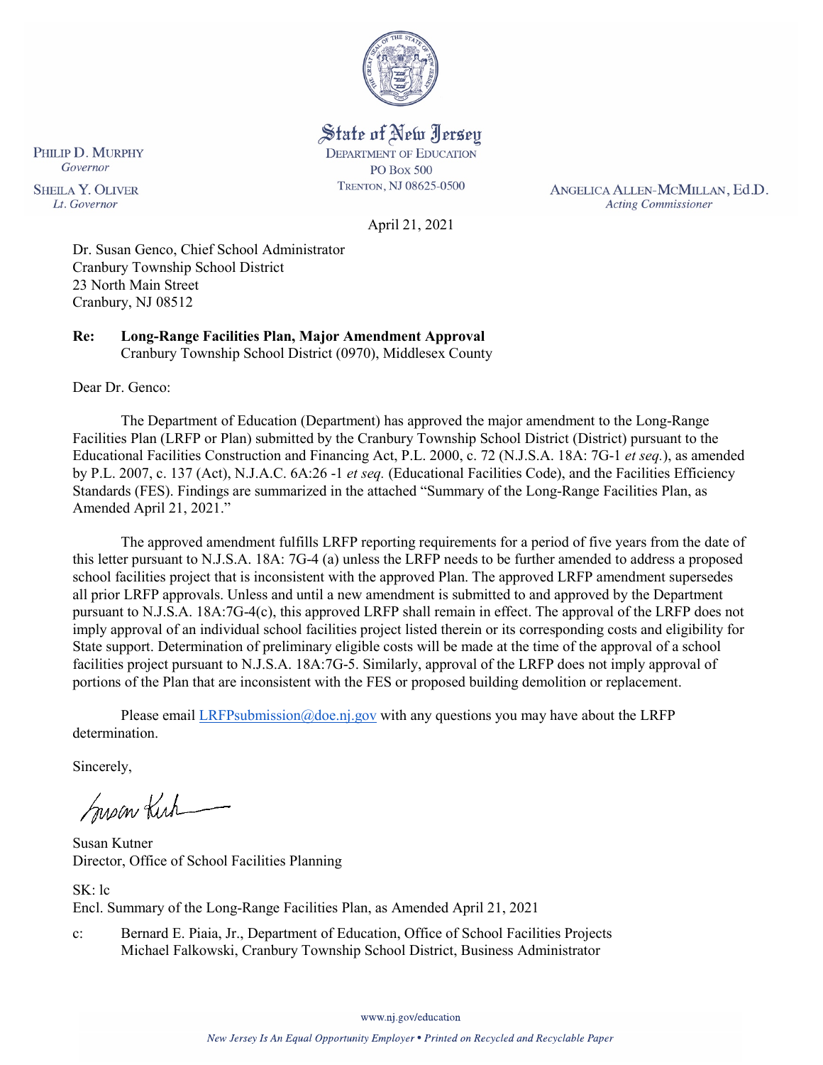State of New Jersey
DEPARTMENT OF EDUCATION
PO BOX 500
TRENTON, NJ 08625-0500

PHILIP D. MURPHY
*Governor*

SHEILA Y. OLIVER
*Lt. Governor*

ANGELICA ALLEN-MCMILLAN, Ed.D.
*Acting Commissioner*

April 21, 2021

Dr. Susan Genco, Chief School Administrator
Cranbury Township School District
23 North Main Street
Cranbury, NJ 08512

**Re: Long-Range Facilities Plan, Major Amendment Approval**
Cranbury Township School District (0970), Middlesex County

Dear Dr. Genco:

The Department of Education (Department) has approved the major amendment to the Long-Range Facilities Plan (LRFP or Plan) submitted by the Cranbury Township School District (District) pursuant to the Educational Facilities Construction and Financing Act, P.L. 2000, c. 72 (N.J.S.A. 18A: 7G-1 *et seq.*), as amended by P.L. 2007, c. 137 (Act), N.J.A.C. 6A:26 -1 *et seq.* (Educational Facilities Code), and the Facilities Efficiency Standards (FES). Findings are summarized in the attached "Summary of the Long-Range Facilities Plan, as Amended April 21, 2021."

The approved amendment fulfills LRFP reporting requirements for a period of five years from the date of this letter pursuant to N.J.S.A. 18A: 7G-4 (a) unless the LRFP needs to be further amended to address a proposed school facilities project that is inconsistent with the approved Plan. The approved LRFP amendment supersedes all prior LRFP approvals. Unless and until a new amendment is submitted to and approved by the Department pursuant to N.J.S.A. 18A:7G-4(c), this approved LRFP shall remain in effect. The approval of the LRFP does not imply approval of an individual school facilities project listed therein or its corresponding costs and eligibility for State support. Determination of preliminary eligible costs will be made at the time of the approval of a school facilities project pursuant to N.J.S.A. 18A:7G-5. Similarly, approval of the LRFP does not imply approval of portions of the Plan that are inconsistent with the FES or proposed building demolition or replacement.

Please email LRFPsubmission@doe.nj.gov with any questions you may have about the LRFP determination.

Sincerely,

Susan Kutner
Director, Office of School Facilities Planning

SK: lc
Encl. Summary of the Long-Range Facilities Plan, as Amended April 21, 2021

c: Bernard E. Piaia, Jr., Department of Education, Office of School Facilities Projects
Michael Falkowski, Cranbury Township School District, Business Administrator

www.nj.gov/education

*New Jersey Is An Equal Opportunity Employer • Printed on Recycled and Recyclable Paper*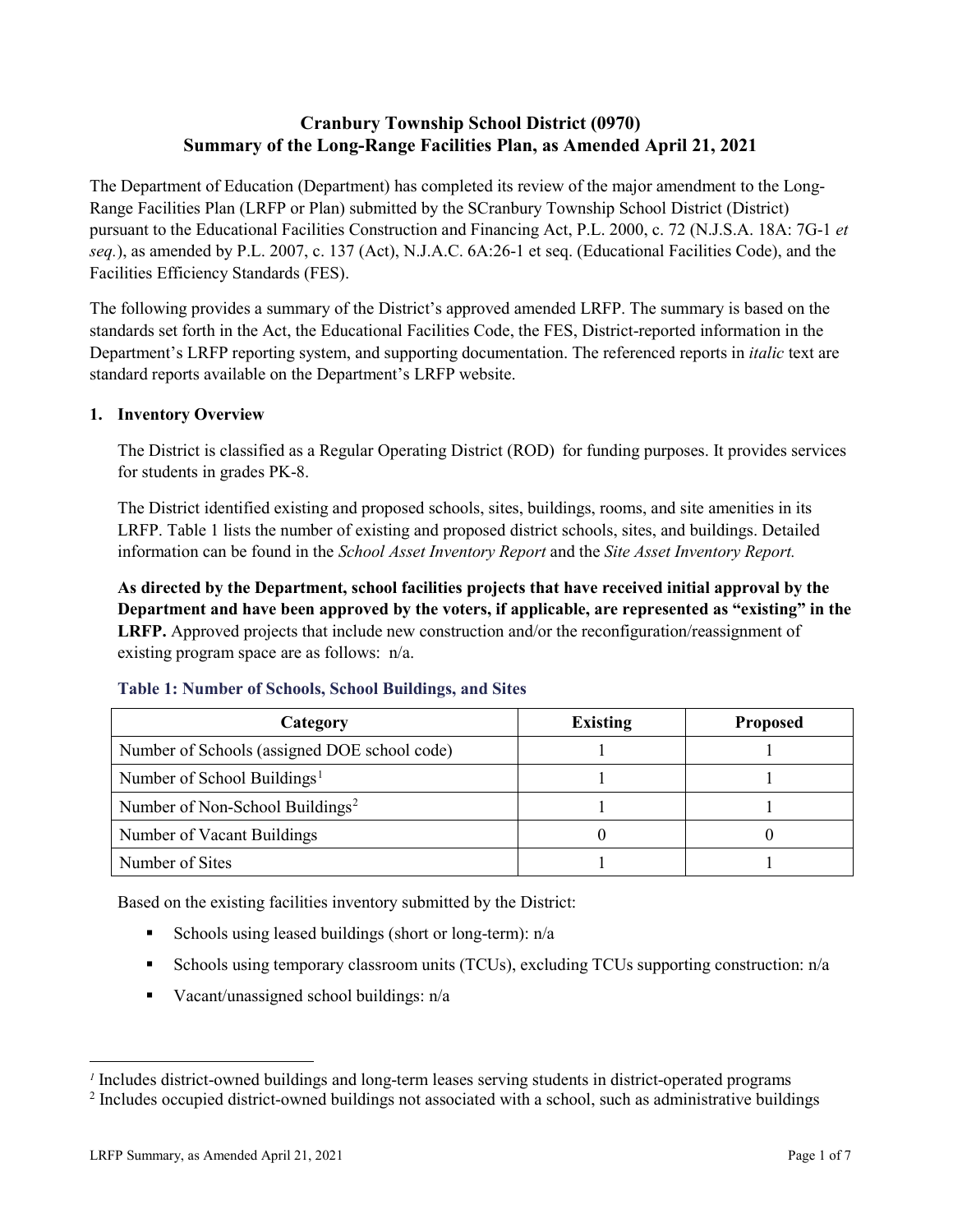# Cranbury Township School District (0970)
# Summary of the Long-Range Facilities Plan, as Amended April 21, 2021

The Department of Education (Department) has completed its review of the major amendment to the Long-Range Facilities Plan (LRFP or Plan) submitted by the SCranbury Township School District (District) pursuant to the Educational Facilities Construction and Financing Act, P.L. 2000, c. 72 (N.J.S.A. 18A: 7G-1 *et seq.*), as amended by P.L. 2007, c. 137 (Act), N.J.A.C. 6A:26-1 et seq. (Educational Facilities Code), and the Facilities Efficiency Standards (FES).

The following provides a summary of the District's approved amended LRFP. The summary is based on the standards set forth in the Act, the Educational Facilities Code, the FES, District-reported information in the Department's LRFP reporting system, and supporting documentation. The referenced reports in *italic* text are standard reports available on the Department's LRFP website.

## 1. Inventory Overview

The District is classified as a Regular Operating District (ROD) for funding purposes. It provides services for students in grades PK-8.

The District identified existing and proposed schools, sites, buildings, rooms, and site amenities in its LRFP. Table 1 lists the number of existing and proposed district schools, sites, and buildings. Detailed information can be found in the *School Asset Inventory Report* and the *Site Asset Inventory Report.*

**As directed by the Department, school facilities projects that have received initial approval by the Department and have been approved by the voters, if applicable, are represented as "existing" in the LRFP.** Approved projects that include new construction and/or the reconfiguration/reassignment of existing program space are as follows: n/a.

### Table 1: Number of Schools, School Buildings, and Sites

| Category | Existing | Proposed |
|---|---|---|
| Number of Schools (assigned DOE school code) | 1 | 1 |
| Number of School Buildings[1] | 1 | 1 |
| Number of Non-School Buildings[2] | 1 | 1 |
| Number of Vacant Buildings | 0 | 0 |
| Number of Sites | 1 | 1 |

Based on the existing facilities inventory submitted by the District:

- Schools using leased buildings (short or long-term): n/a
- Schools using temporary classroom units (TCUs), excluding TCUs supporting construction: n/a
- Vacant/unassigned school buildings: n/a

---

[1] Includes district-owned buildings and long-term leases serving students in district-operated programs

[2] Includes occupied district-owned buildings not associated with a school, such as administrative buildings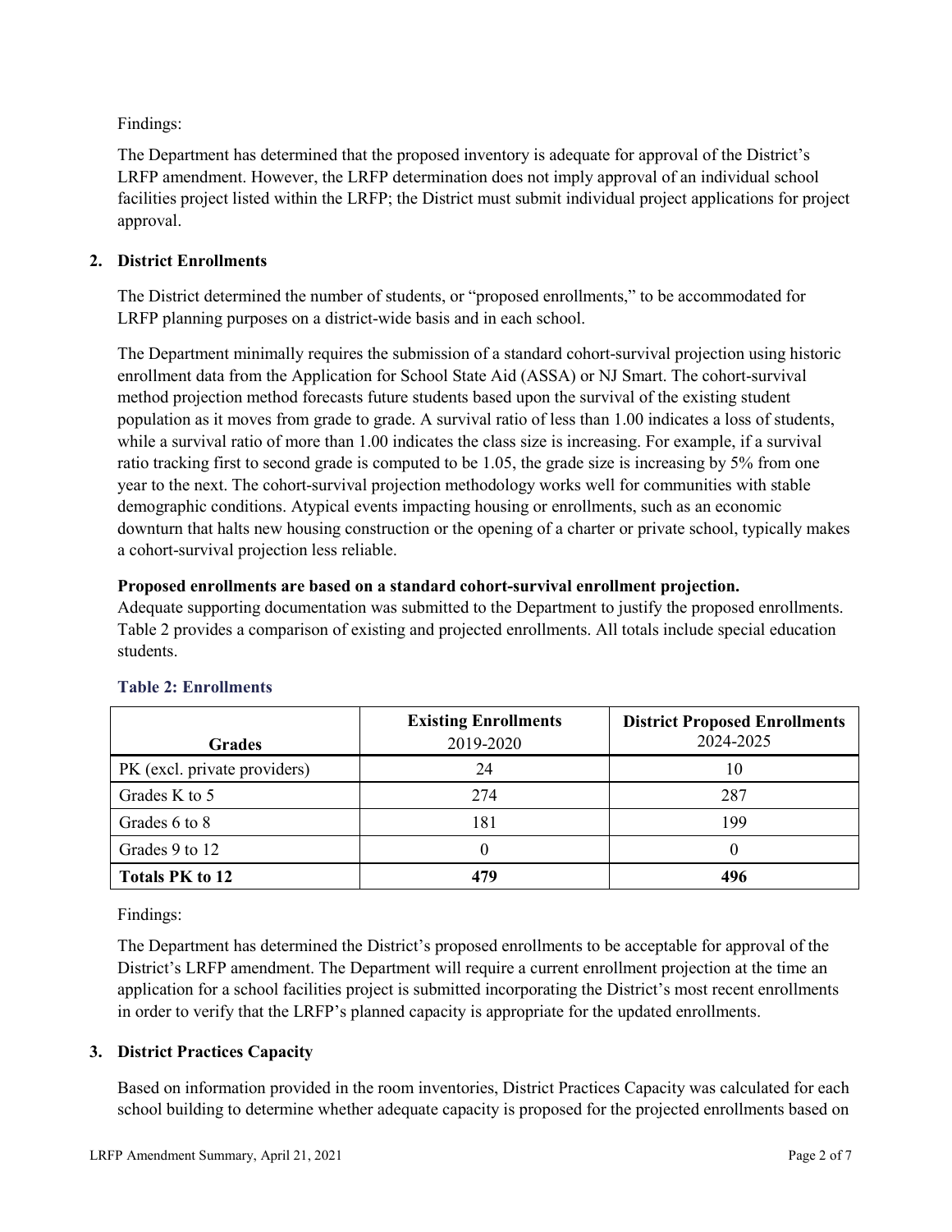Findings:

The Department has determined that the proposed inventory is adequate for approval of the District's LRFP amendment. However, the LRFP determination does not imply approval of an individual school facilities project listed within the LRFP; the District must submit individual project applications for project approval.

## 2. District Enrollments

The District determined the number of students, or "proposed enrollments," to be accommodated for LRFP planning purposes on a district-wide basis and in each school.

The Department minimally requires the submission of a standard cohort-survival projection using historic enrollment data from the Application for School State Aid (ASSA) or NJ Smart. The cohort-survival method projection method forecasts future students based upon the survival of the existing student population as it moves from grade to grade. A survival ratio of less than 1.00 indicates a loss of students, while a survival ratio of more than 1.00 indicates the class size is increasing. For example, if a survival ratio tracking first to second grade is computed to be 1.05, the grade size is increasing by 5% from one year to the next. The cohort-survival projection methodology works well for communities with stable demographic conditions. Atypical events impacting housing or enrollments, such as an economic downturn that halts new housing construction or the opening of a charter or private school, typically makes a cohort-survival projection less reliable.

**Proposed enrollments are based on a standard cohort-survival enrollment projection.**
Adequate supporting documentation was submitted to the Department to justify the proposed enrollments. Table 2 provides a comparison of existing and projected enrollments. All totals include special education students.

### Table 2: Enrollments

| Grades | **Existing Enrollments** 2019-2020 | **District Proposed Enrollments** 2024-2025 |
|---|---|---|
| PK (excl. private providers) | 24 | 10 |
| Grades K to 5 | 274 | 287 |
| Grades 6 to 8 | 181 | 199 |
| Grades 9 to 12 | 0 | 0 |
| **Totals PK to 12** | **479** | **496** |

Findings:

The Department has determined the District's proposed enrollments to be acceptable for approval of the District's LRFP amendment. The Department will require a current enrollment projection at the time an application for a school facilities project is submitted incorporating the District's most recent enrollments in order to verify that the LRFP's planned capacity is appropriate for the updated enrollments.

## 3. District Practices Capacity

Based on information provided in the room inventories, District Practices Capacity was calculated for each school building to determine whether adequate capacity is proposed for the projected enrollments based on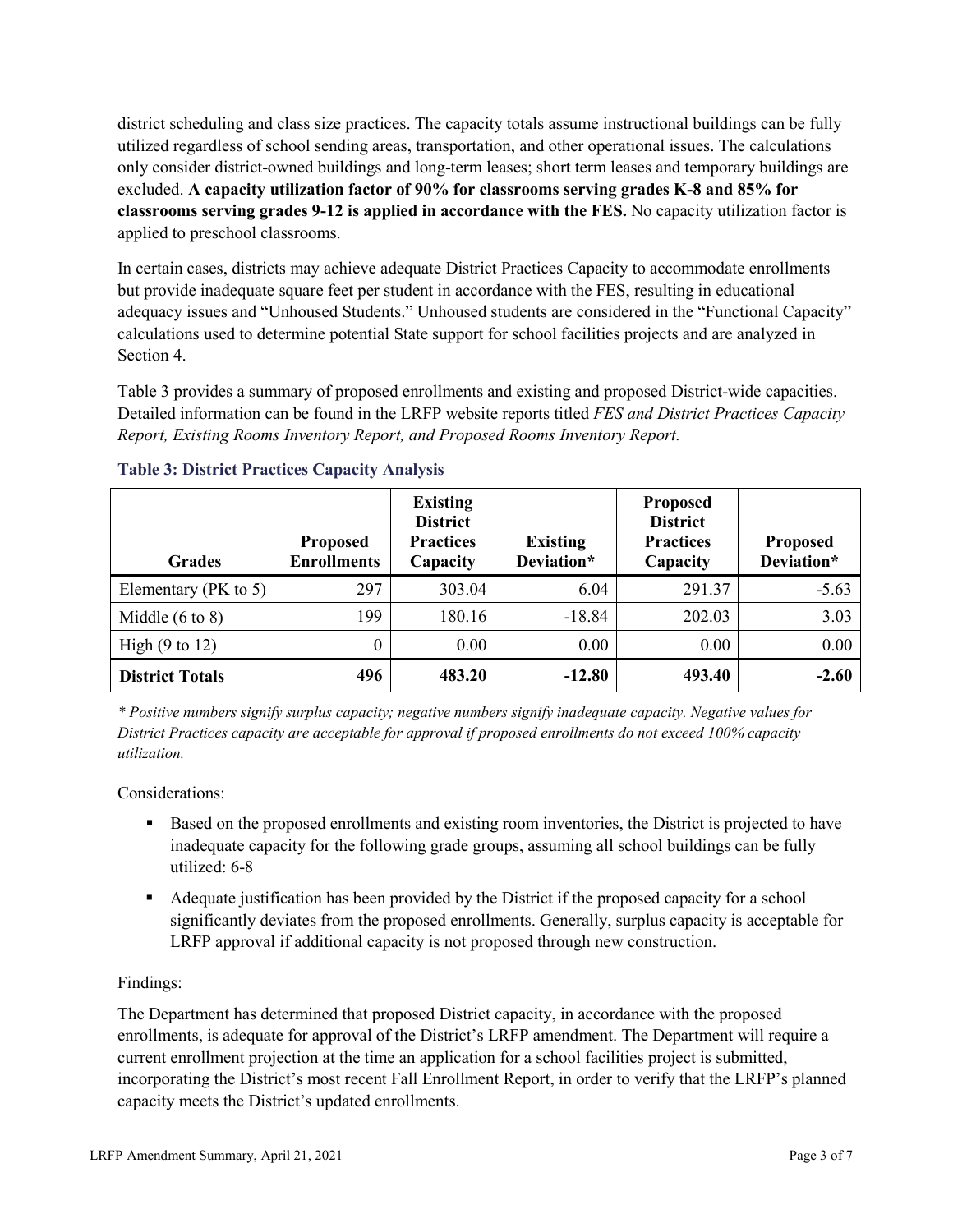district scheduling and class size practices. The capacity totals assume instructional buildings can be fully utilized regardless of school sending areas, transportation, and other operational issues. The calculations only consider district-owned buildings and long-term leases; short term leases and temporary buildings are excluded. **A capacity utilization factor of 90% for classrooms serving grades K-8 and 85% for classrooms serving grades 9-12 is applied in accordance with the FES.** No capacity utilization factor is applied to preschool classrooms.

In certain cases, districts may achieve adequate District Practices Capacity to accommodate enrollments but provide inadequate square feet per student in accordance with the FES, resulting in educational adequacy issues and "Unhoused Students." Unhoused students are considered in the "Functional Capacity" calculations used to determine potential State support for school facilities projects and are analyzed in Section 4.

Table 3 provides a summary of proposed enrollments and existing and proposed District-wide capacities. Detailed information can be found in the LRFP website reports titled *FES and District Practices Capacity Report, Existing Rooms Inventory Report, and Proposed Rooms Inventory Report.*

**Table 3: District Practices Capacity Analysis**

| Grades | Proposed Enrollments | Existing District Practices Capacity | Existing Deviation* | Proposed District Practices Capacity | Proposed Deviation* |
|---|---|---|---|---|---|
| Elementary (PK to 5) | 297 | 303.04 | 6.04 | 291.37 | -5.63 |
| Middle (6 to 8) | 199 | 180.16 | -18.84 | 202.03 | 3.03 |
| High (9 to 12) | 0 | 0.00 | 0.00 | 0.00 | 0.00 |
| **District Totals** | **496** | **483.20** | **-12.80** | **493.40** | **-2.60** |

*\* Positive numbers signify surplus capacity; negative numbers signify inadequate capacity. Negative values for District Practices capacity are acceptable for approval if proposed enrollments do not exceed 100% capacity utilization.*

Considerations:

- Based on the proposed enrollments and existing room inventories, the District is projected to have inadequate capacity for the following grade groups, assuming all school buildings can be fully utilized: 6-8
- Adequate justification has been provided by the District if the proposed capacity for a school significantly deviates from the proposed enrollments. Generally, surplus capacity is acceptable for LRFP approval if additional capacity is not proposed through new construction.

Findings:

The Department has determined that proposed District capacity, in accordance with the proposed enrollments, is adequate for approval of the District's LRFP amendment. The Department will require a current enrollment projection at the time an application for a school facilities project is submitted, incorporating the District's most recent Fall Enrollment Report, in order to verify that the LRFP's planned capacity meets the District's updated enrollments.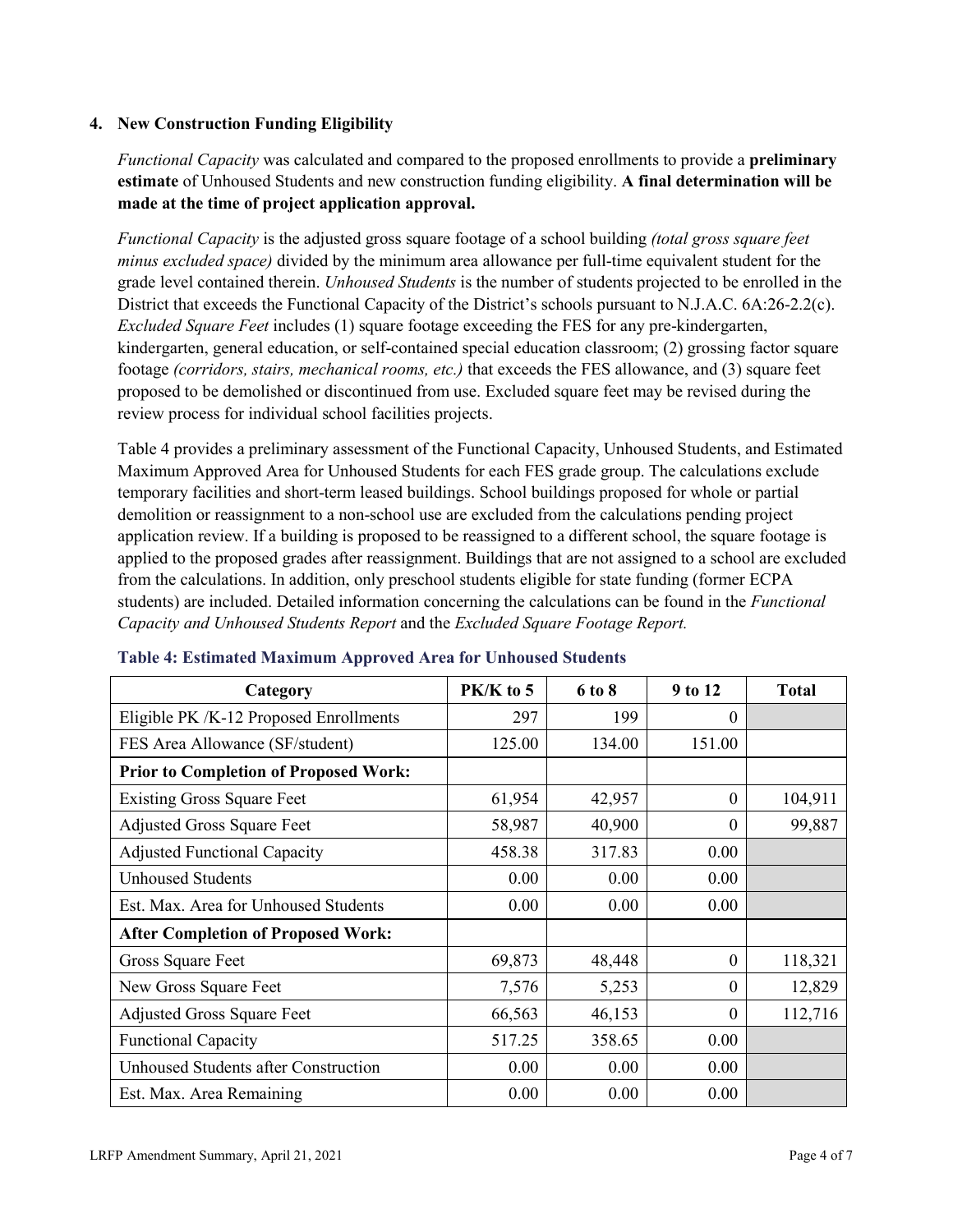### 4. New Construction Funding Eligibility

*Functional Capacity* was calculated and compared to the proposed enrollments to provide a **preliminary estimate** of Unhoused Students and new construction funding eligibility. **A final determination will be made at the time of project application approval.**

*Functional Capacity* is the adjusted gross square footage of a school building *(total gross square feet minus excluded space)* divided by the minimum area allowance per full-time equivalent student for the grade level contained therein. *Unhoused Students* is the number of students projected to be enrolled in the District that exceeds the Functional Capacity of the District's schools pursuant to N.J.A.C. 6A:26-2.2(c). *Excluded Square Feet* includes (1) square footage exceeding the FES for any pre-kindergarten, kindergarten, general education, or self-contained special education classroom; (2) grossing factor square footage *(corridors, stairs, mechanical rooms, etc.)* that exceeds the FES allowance, and (3) square feet proposed to be demolished or discontinued from use. Excluded square feet may be revised during the review process for individual school facilities projects.

Table 4 provides a preliminary assessment of the Functional Capacity, Unhoused Students, and Estimated Maximum Approved Area for Unhoused Students for each FES grade group. The calculations exclude temporary facilities and short-term leased buildings. School buildings proposed for whole or partial demolition or reassignment to a non-school use are excluded from the calculations pending project application review. If a building is proposed to be reassigned to a different school, the square footage is applied to the proposed grades after reassignment. Buildings that are not assigned to a school are excluded from the calculations. In addition, only preschool students eligible for state funding (former ECPA students) are included. Detailed information concerning the calculations can be found in the *Functional Capacity and Unhoused Students Report* and the *Excluded Square Footage Report.*

**Table 4: Estimated Maximum Approved Area for Unhoused Students**

| Category | PK/K to 5 | 6 to 8 | 9 to 12 | Total |
|---|---|---|---|---|
| Eligible PK /K-12 Proposed Enrollments | 297 | 199 | 0 | |
| FES Area Allowance (SF/student) | 125.00 | 134.00 | 151.00 | |
| **Prior to Completion of Proposed Work:** | | | | |
| Existing Gross Square Feet | 61,954 | 42,957 | 0 | 104,911 |
| Adjusted Gross Square Feet | 58,987 | 40,900 | 0 | 99,887 |
| Adjusted Functional Capacity | 458.38 | 317.83 | 0.00 | |
| Unhoused Students | 0.00 | 0.00 | 0.00 | |
| Est. Max. Area for Unhoused Students | 0.00 | 0.00 | 0.00 | |
| **After Completion of Proposed Work:** | | | | |
| Gross Square Feet | 69,873 | 48,448 | 0 | 118,321 |
| New Gross Square Feet | 7,576 | 5,253 | 0 | 12,829 |
| Adjusted Gross Square Feet | 66,563 | 46,153 | 0 | 112,716 |
| Functional Capacity | 517.25 | 358.65 | 0.00 | |
| Unhoused Students after Construction | 0.00 | 0.00 | 0.00 | |
| Est. Max. Area Remaining | 0.00 | 0.00 | 0.00 | |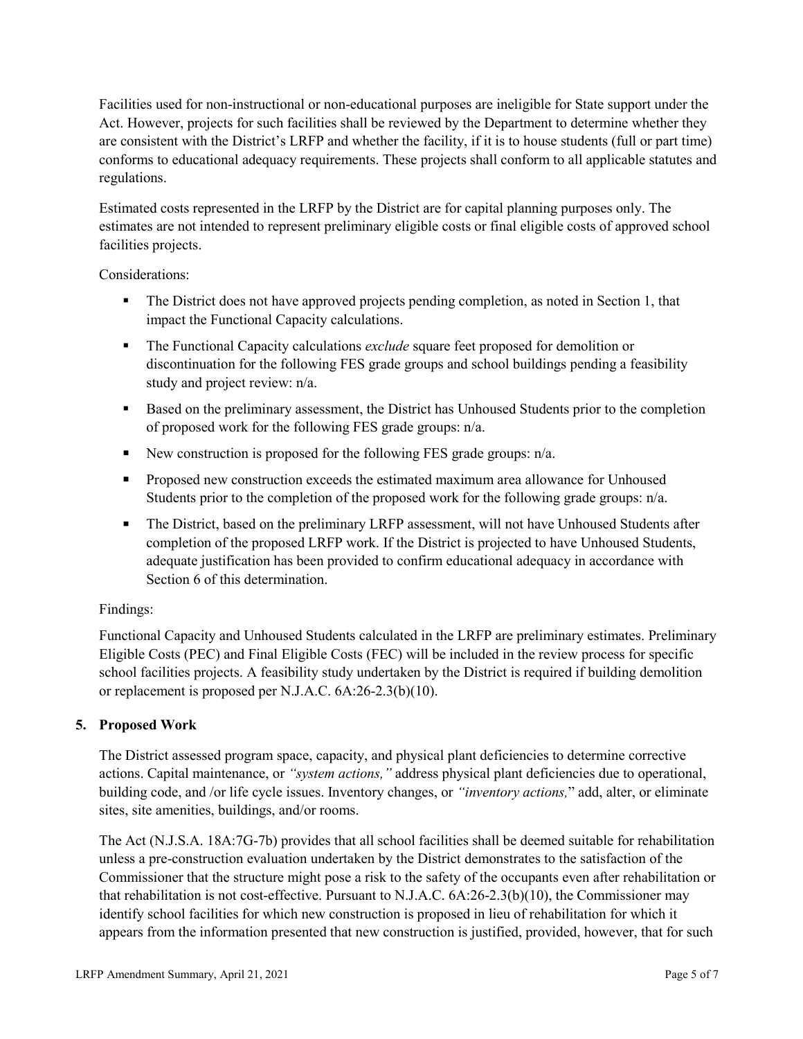Facilities used for non-instructional or non-educational purposes are ineligible for State support under the Act. However, projects for such facilities shall be reviewed by the Department to determine whether they are consistent with the District's LRFP and whether the facility, if it is to house students (full or part time) conforms to educational adequacy requirements. These projects shall conform to all applicable statutes and regulations.

Estimated costs represented in the LRFP by the District are for capital planning purposes only. The estimates are not intended to represent preliminary eligible costs or final eligible costs of approved school facilities projects.

Considerations:

- The District does not have approved projects pending completion, as noted in Section 1, that impact the Functional Capacity calculations.
- The Functional Capacity calculations *exclude* square feet proposed for demolition or discontinuation for the following FES grade groups and school buildings pending a feasibility study and project review: n/a.
- Based on the preliminary assessment, the District has Unhoused Students prior to the completion of proposed work for the following FES grade groups: n/a.
- New construction is proposed for the following FES grade groups: n/a.
- Proposed new construction exceeds the estimated maximum area allowance for Unhoused Students prior to the completion of the proposed work for the following grade groups: n/a.
- The District, based on the preliminary LRFP assessment, will not have Unhoused Students after completion of the proposed LRFP work. If the District is projected to have Unhoused Students, adequate justification has been provided to confirm educational adequacy in accordance with Section 6 of this determination.

Findings:

Functional Capacity and Unhoused Students calculated in the LRFP are preliminary estimates. Preliminary Eligible Costs (PEC) and Final Eligible Costs (FEC) will be included in the review process for specific school facilities projects. A feasibility study undertaken by the District is required if building demolition or replacement is proposed per N.J.A.C. 6A:26-2.3(b)(10).

## 5. Proposed Work

The District assessed program space, capacity, and physical plant deficiencies to determine corrective actions. Capital maintenance, or *"system actions,"* address physical plant deficiencies due to operational, building code, and /or life cycle issues. Inventory changes, or *"inventory actions,"* add, alter, or eliminate sites, site amenities, buildings, and/or rooms.

The Act (N.J.S.A. 18A:7G-7b) provides that all school facilities shall be deemed suitable for rehabilitation unless a pre-construction evaluation undertaken by the District demonstrates to the satisfaction of the Commissioner that the structure might pose a risk to the safety of the occupants even after rehabilitation or that rehabilitation is not cost-effective. Pursuant to N.J.A.C. 6A:26-2.3(b)(10), the Commissioner may identify school facilities for which new construction is proposed in lieu of rehabilitation for which it appears from the information presented that new construction is justified, provided, however, that for such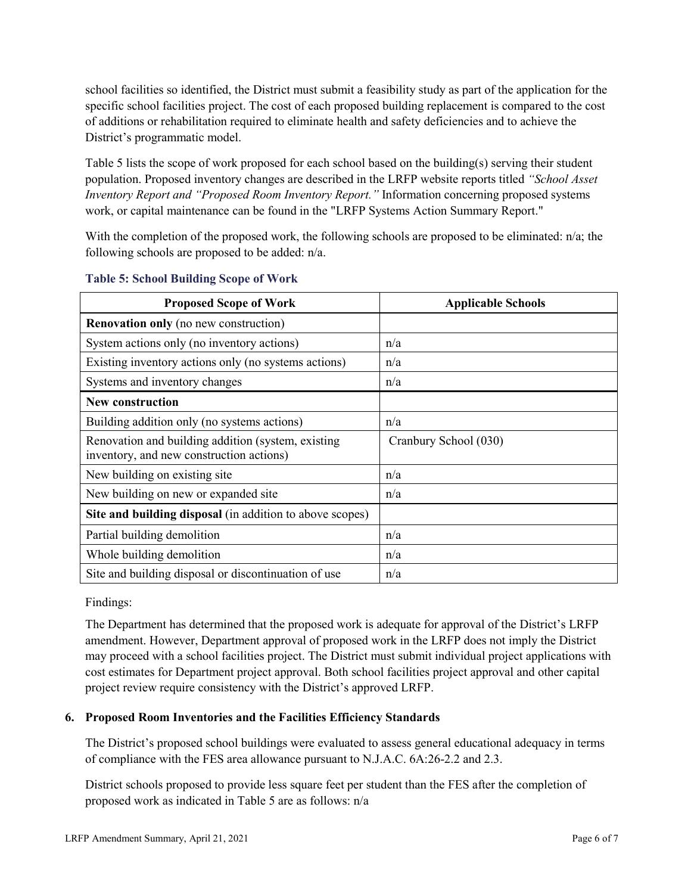school facilities so identified, the District must submit a feasibility study as part of the application for the specific school facilities project. The cost of each proposed building replacement is compared to the cost of additions or rehabilitation required to eliminate health and safety deficiencies and to achieve the District's programmatic model.

Table 5 lists the scope of work proposed for each school based on the building(s) serving their student population. Proposed inventory changes are described in the LRFP website reports titled *"School Asset Inventory Report and "Proposed Room Inventory Report."* Information concerning proposed systems work, or capital maintenance can be found in the "LRFP Systems Action Summary Report."

With the completion of the proposed work, the following schools are proposed to be eliminated: n/a; the following schools are proposed to be added: n/a.

**Table 5: School Building Scope of Work**

| Proposed Scope of Work | Applicable Schools |
|---|---|
| **Renovation only** (no new construction) | |
| System actions only (no inventory actions) | n/a |
| Existing inventory actions only (no systems actions) | n/a |
| Systems and inventory changes | n/a |
| **New construction** | |
| Building addition only (no systems actions) | n/a |
| Renovation and building addition (system, existing inventory, and new construction actions) | Cranbury School (030) |
| New building on existing site | n/a |
| New building on new or expanded site | n/a |
| **Site and building disposal** (in addition to above scopes) | |
| Partial building demolition | n/a |
| Whole building demolition | n/a |
| Site and building disposal or discontinuation of use | n/a |

Findings:

The Department has determined that the proposed work is adequate for approval of the District's LRFP amendment. However, Department approval of proposed work in the LRFP does not imply the District may proceed with a school facilities project. The District must submit individual project applications with cost estimates for Department project approval. Both school facilities project approval and other capital project review require consistency with the District's approved LRFP.

## 6. Proposed Room Inventories and the Facilities Efficiency Standards

The District's proposed school buildings were evaluated to assess general educational adequacy in terms of compliance with the FES area allowance pursuant to N.J.A.C. 6A:26-2.2 and 2.3.

District schools proposed to provide less square feet per student than the FES after the completion of proposed work as indicated in Table 5 are as follows: n/a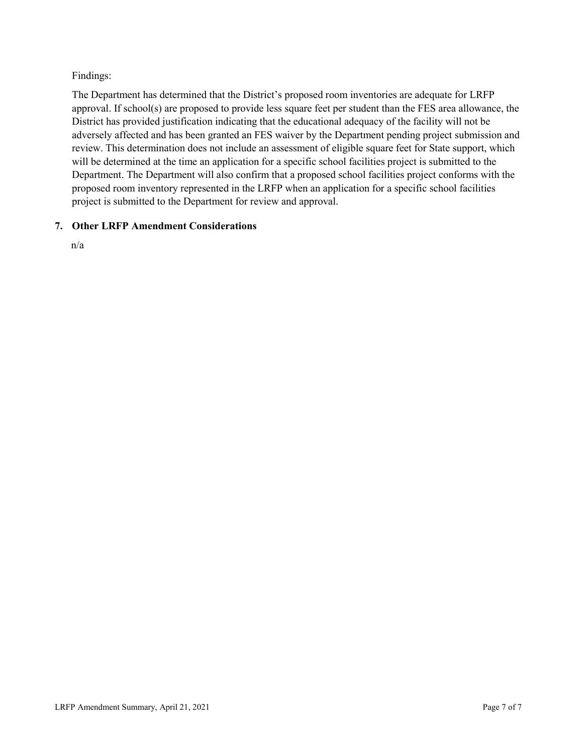Findings:

The Department has determined that the District's proposed room inventories are adequate for LRFP approval. If school(s) are proposed to provide less square feet per student than the FES area allowance, the District has provided justification indicating that the educational adequacy of the facility will not be adversely affected and has been granted an FES waiver by the Department pending project submission and review. This determination does not include an assessment of eligible square feet for State support, which will be determined at the time an application for a specific school facilities project is submitted to the Department. The Department will also confirm that a proposed school facilities project conforms with the proposed room inventory represented in the LRFP when an application for a specific school facilities project is submitted to the Department for review and approval.

## 7. Other LRFP Amendment Considerations

n/a